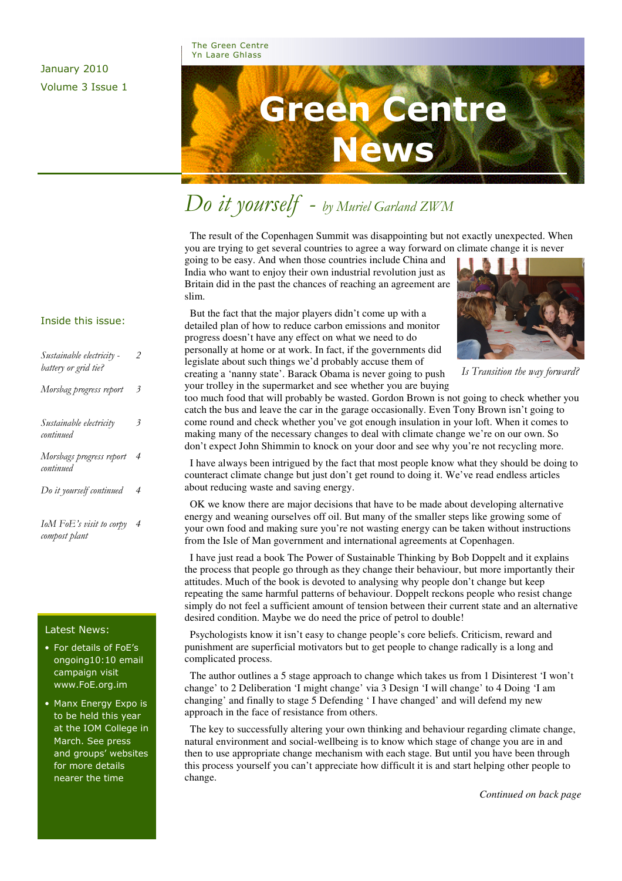January 2010
Volume 3 Issue 1

The Green Centre
Yn Laare Ghlass

# Green Centre News

## *Do it yourself - by Muriel Garland ZWM*

The result of the Copenhagen Summit was disappointing but not exactly unexpected. When you are trying to get several countries to agree a way forward on climate change it is never going to be easy. And when those countries include China and India who want to enjoy their own industrial revolution just as Britain did in the past the chances of reaching an agreement are slim.

But the fact that the major players didn't come up with a detailed plan of how to reduce carbon emissions and monitor progress doesn't have any effect on what we need to do personally at home or at work. In fact, if the governments did legislate about such things we'd probably accuse them of creating a 'nanny state'. Barack Obama is never going to push your trolley in the supermarket and see whether you are buying too much food that will probably be wasted. Gordon Brown is not going to check whether you catch the bus and leave the car in the garage occasionally. Even Tony Brown isn't going to come round and check whether you've got enough insulation in your loft. When it comes to making many of the necessary changes to deal with climate change we're on our own. So don't expect John Shimmin to knock on your door and see why you're not recycling more.

*Is Transition the way forward?*

I have always been intrigued by the fact that most people know what they should be doing to counteract climate change but just don't get round to doing it. We've read endless articles about reducing waste and saving energy.

OK we know there are major decisions that have to be made about developing alternative energy and weaning ourselves off oil. But many of the smaller steps like growing some of your own food and making sure you're not wasting energy can be taken without instructions from the Isle of Man government and international agreements at Copenhagen.

I have just read a book The Power of Sustainable Thinking by Bob Doppelt and it explains the process that people go through as they change their behaviour, but more importantly their attitudes. Much of the book is devoted to analysing why people don't change but keep repeating the same harmful patterns of behaviour. Doppelt reckons people who resist change simply do not feel a sufficient amount of tension between their current state and an alternative desired condition. Maybe we do need the price of petrol to double!

Psychologists know it isn't easy to change people's core beliefs. Criticism, reward and punishment are superficial motivators but to get people to change radically is a long and complicated process.

The author outlines a 5 stage approach to change which takes us from 1 Disinterest 'I won't change' to 2 Deliberation 'I might change' via 3 Design 'I will change' to 4 Doing 'I am changing' and finally to stage 5 Defending ' I have changed' and will defend my new approach in the face of resistance from others.

The key to successfully altering your own thinking and behaviour regarding climate change, natural environment and social-wellbeing is to know which stage of change you are in and then to use appropriate change mechanism with each stage. But until you have been through this process yourself you can't appreciate how difficult it is and start helping other people to change.

*Continued on back page*

### Inside this issue:

| | |
|---|---|
| *Sustainable electricity - battery or grid tie?* | 2 |
| *Morsbag progress report* | 3 |
| *Sustainable electricity continued* | 3 |
| *Morsbags progress report continued* | 4 |
| *Do it yourself continued* | 4 |
| *IoM FoE's visit to corpy compost plant* | 4 |

### Latest News:

- For details of FoE's ongoing10:10 email campaign visit www.FoE.org.im
- Manx Energy Expo is to be held this year at the IOM College in March. See press and groups' websites for more details nearer the time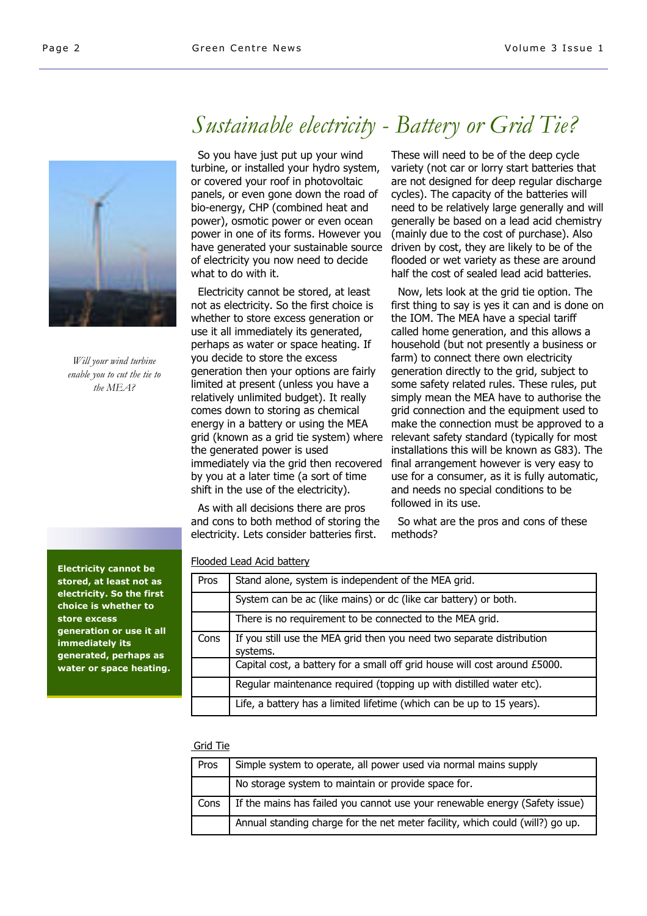# *Sustainable electricity - Battery or Grid Tie?*

*Will your wind turbine enable you to cut the tie to the MEA?*

So you have just put up your wind turbine, or installed your hydro system, or covered your roof in photovoltaic panels, or even gone down the road of bio-energy, CHP (combined heat and power), osmotic power or even ocean power in one of its forms. However you have generated your sustainable source of electricity you now need to decide what to do with it.

Electricity cannot be stored, at least not as electricity. So the first choice is whether to store excess generation or use it all immediately its generated, perhaps as water or space heating. If you decide to store the excess generation then your options are fairly limited at present (unless you have a relatively unlimited budget). It really comes down to storing as chemical energy in a battery or using the MEA grid (known as a grid tie system) where the generated power is used immediately via the grid then recovered by you at a later time (a sort of time shift in the use of the electricity).

As with all decisions there are pros and cons to both method of storing the electricity. Lets consider batteries first. These will need to be of the deep cycle variety (not car or lorry start batteries that are not designed for deep regular discharge cycles). The capacity of the batteries will need to be relatively large generally and will generally be based on a lead acid chemistry (mainly due to the cost of purchase). Also driven by cost, they are likely to be of the flooded or wet variety as these are around half the cost of sealed lead acid batteries.

Now, lets look at the grid tie option. The first thing to say is yes it can and is done on the IOM. The MEA have a special tariff called home generation, and this allows a household (but not presently a business or farm) to connect there own electricity generation directly to the grid, subject to some safety related rules. These rules, put simply mean the MEA have to authorise the grid connection and the equipment used to make the connection must be approved to a relevant safety standard (typically for most installations this will be known as G83). The final arrangement however is very easy to use for a consumer, as it is fully automatic, and needs no special conditions to be followed in its use.

So what are the pros and cons of these methods?

**Electricity cannot be stored, at least not as electricity. So the first choice is whether to store excess generation or use it all immediately its generated, perhaps as water or space heating.**

Flooded Lead Acid battery

| | |
|---|---|
| Pros | Stand alone, system is independent of the MEA grid. |
| | System can be ac (like mains) or dc (like car battery) or both. |
| | There is no requirement to be connected to the MEA grid. |
| Cons | If you still use the MEA grid then you need two separate distribution systems. |
| | Capital cost, a battery for a small off grid house will cost around £5000. |
| | Regular maintenance required (topping up with distilled water etc). |
| | Life, a battery has a limited lifetime (which can be up to 15 years). |

Grid Tie

| | |
|---|---|
| Pros | Simple system to operate, all power used via normal mains supply |
| | No storage system to maintain or provide space for. |
| Cons | If the mains has failed you cannot use your renewable energy (Safety issue) |
| | Annual standing charge for the net meter facility, which could (will?) go up. |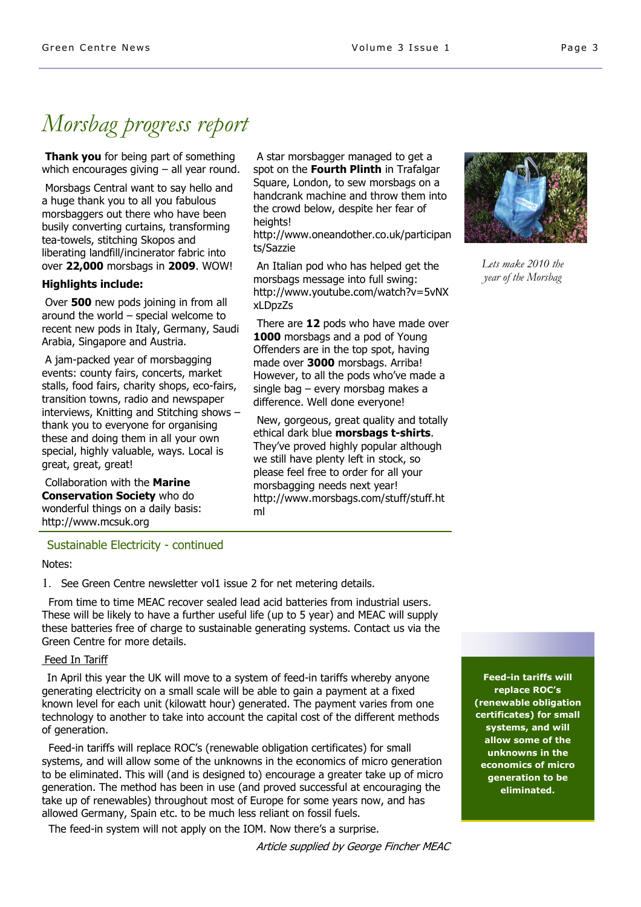# Morsbag progress report

**Thank you** for being part of something which encourages giving – all year round.

Morsbags Central want to say hello and a huge thank you to all you fabulous morsbaggers out there who have been busily converting curtains, transforming tea-towels, stitching Skopos and liberating landfill/incinerator fabric into over **22,000** morsbags in **2009**. WOW!

**Highlights include:**

Over **500** new pods joining in from all around the world – special welcome to recent new pods in Italy, Germany, Saudi Arabia, Singapore and Austria.

A jam-packed year of morsbagging events: county fairs, concerts, market stalls, food fairs, charity shops, eco-fairs, transition towns, radio and newspaper interviews, Knitting and Stitching shows – thank you to everyone for organising these and doing them in all your own special, highly valuable, ways. Local is great, great, great!

Collaboration with the **Marine Conservation Society** who do wonderful things on a daily basis: http://www.mcsuk.org

A star morsbagger managed to get a spot on the **Fourth Plinth** in Trafalgar Square, London, to sew morsbags on a handcrank machine and throw them into the crowd below, despite her fear of heights! http://www.oneandother.co.uk/participants/Sazzie

An Italian pod who has helped get the morsbags message into full swing: http://www.youtube.com/watch?v=5vNXxLDpzZs

There are **12** pods who have made over **1000** morsbags and a pod of Young Offenders are in the top spot, having made over **3000** morsbags. Arriba! However, to all the pods who've made a single bag – every morsbag makes a difference. Well done everyone!

New, gorgeous, great quality and totally ethical dark blue **morsbags t-shirts**. They've proved highly popular although we still have plenty left in stock, so please feel free to order for all your morsbagging needs next year! http://www.morsbags.com/stuff/stuff.html

*Lets make 2010 the year of the Morsbag*

## Sustainable Electricity - continued

Notes:

1. See Green Centre newsletter vol1 issue 2 for net metering details.

From time to time MEAC recover sealed lead acid batteries from industrial users. These will be likely to have a further useful life (up to 5 year) and MEAC will supply these batteries free of charge to sustainable generating systems. Contact us via the Green Centre for more details.

Feed In Tariff

In April this year the UK will move to a system of feed-in tariffs whereby anyone generating electricity on a small scale will be able to gain a payment at a fixed known level for each unit (kilowatt hour) generated. The payment varies from one technology to another to take into account the capital cost of the different methods of generation.

Feed-in tariffs will replace ROC's (renewable obligation certificates) for small systems, and will allow some of the unknowns in the economics of micro generation to be eliminated. This will (and is designed to) encourage a greater take up of micro generation. The method has been in use (and proved successful at encouraging the take up of renewables) throughout most of Europe for some years now, and has allowed Germany, Spain etc. to be much less reliant on fossil fuels.

The feed-in system will not apply on the IOM. Now there's a surprise.

**Feed-in tariffs will replace ROC's (renewable obligation certificates) for small systems, and will allow some of the unknowns in the economics of micro generation to be eliminated.**

*Article supplied by George Fincher MEAC*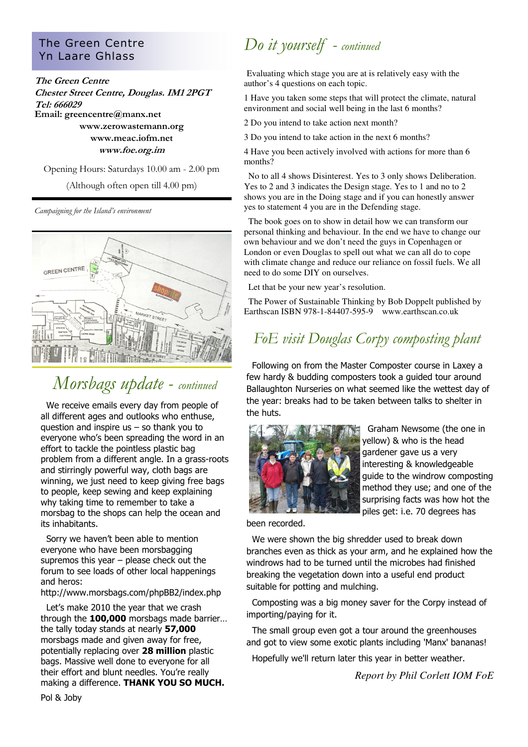## The Green Centre
## Yn Laare Ghlass

***The Green Centre***
***Chester Street Centre, Douglas. IM1 2PGT***
***Tel: 666029***
**Email: greencentre@manx.net**

**www.zerowastemann.org**
**www.meac.iofm.net**
***www.foe.org.im***

Opening Hours: Saturdays 10.00 am - 2.00 pm
(Although often open till 4.00 pm)

*Campaigning for the Island's environment*

# *Morsbags update - continued*

We receive emails every day from people of all different ages and outlooks who enthuse, question and inspire us – so thank you to everyone who's been spreading the word in an effort to tackle the pointless plastic bag problem from a different angle. In a grass-roots and stirringly powerful way, cloth bags are winning, we just need to keep giving free bags to people, keep sewing and keep explaining why taking time to remember to take a morsbag to the shops can help the ocean and its inhabitants.

Sorry we haven't been able to mention everyone who have been morsbagging supremos this year – please check out the forum to see loads of other local happenings and heros:
http://www.morsbags.com/phpBB2/index.php

Let's make 2010 the year that we crash through the **100,000** morsbags made barrier… the tally today stands at nearly **57,000** morsbags made and given away for free, potentially replacing over **28 million** plastic bags. Massive well done to everyone for all their effort and blunt needles. You're really making a difference. **THANK YOU SO MUCH.**

Pol & Joby

# *Do it yourself - continued*

Evaluating which stage you are at is relatively easy with the author's 4 questions on each topic.

1 Have you taken some steps that will protect the climate, natural environment and social well being in the last 6 months?

2 Do you intend to take action next month?

3 Do you intend to take action in the next 6 months?

4 Have you been actively involved with actions for more than 6 months?

No to all 4 shows Disinterest. Yes to 3 only shows Deliberation. Yes to 2 and 3 indicates the Design stage. Yes to 1 and no to 2 shows you are in the Doing stage and if you can honestly answer yes to statement 4 you are in the Defending stage.

The book goes on to show in detail how we can transform our personal thinking and behaviour. In the end we have to change our own behaviour and we don't need the guys in Copenhagen or London or even Douglas to spell out what we can all do to cope with climate change and reduce our reliance on fossil fuels. We all need to do some DIY on ourselves.

Let that be your new year's resolution.

The Power of Sustainable Thinking by Bob Doppelt published by Earthscan ISBN 978-1-84407-595-9 www.earthscan.co.uk

# *FoE visit Douglas Corpy composting plant*

Following on from the Master Composter course in Laxey a few hardy & budding composters took a guided tour around Ballaughton Nurseries on what seemed like the wettest day of the year: breaks had to be taken between talks to shelter in the huts.

Graham Newsome (the one in yellow) & who is the head gardener gave us a very interesting & knowledgeable guide to the windrow composting method they use; and one of the surprising facts was how hot the piles get: i.e. 70 degrees has been recorded.

We were shown the big shredder used to break down branches even as thick as your arm, and he explained how the windrows had to be turned until the microbes had finished breaking the vegetation down into a useful end product suitable for potting and mulching.

Composting was a big money saver for the Corpy instead of importing/paying for it.

The small group even got a tour around the greenhouses and got to view some exotic plants including 'Manx' bananas!

Hopefully we'll return later this year in better weather.

*Report by Phil Corlett IOM FoE*